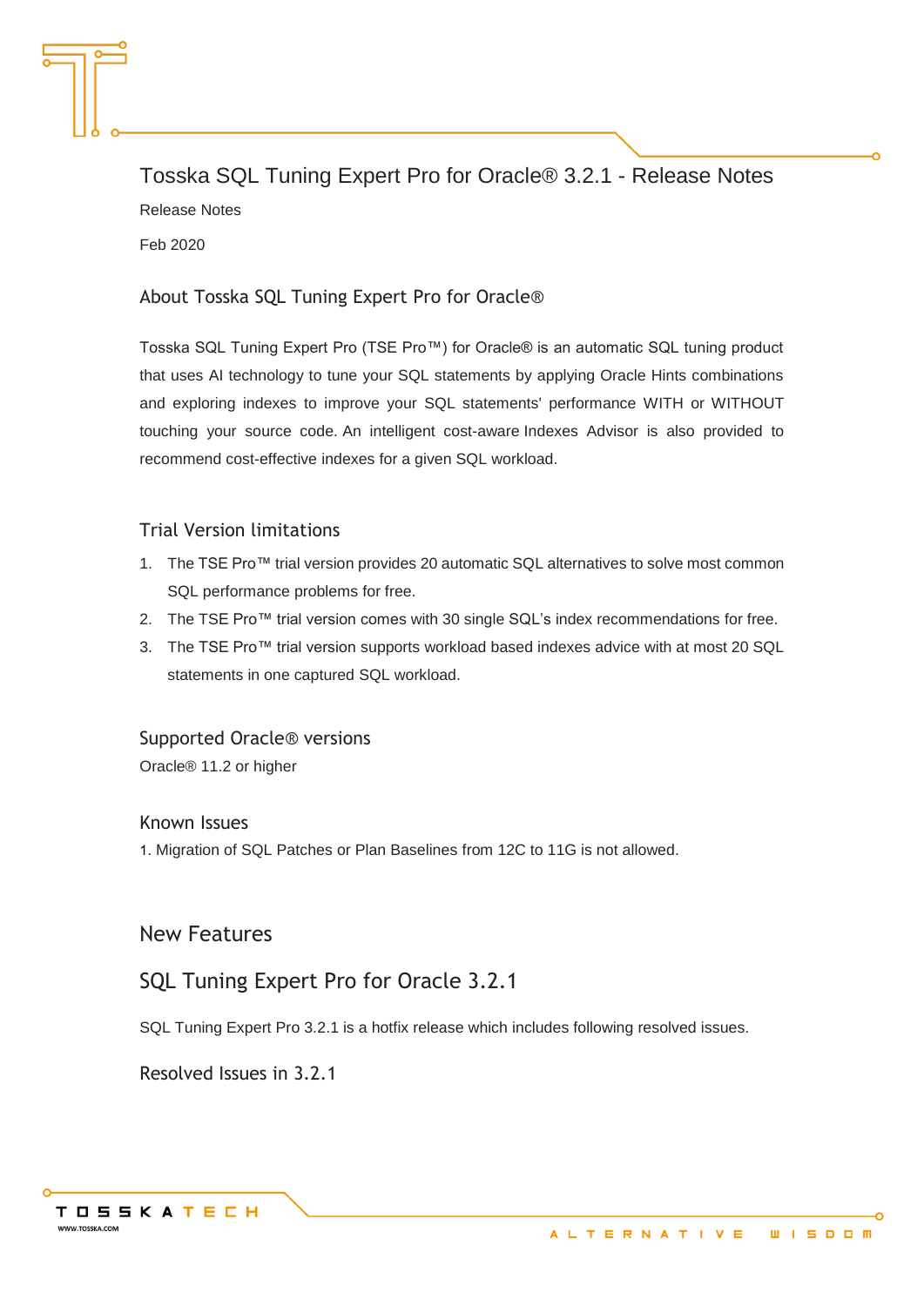# Tosska SQL Tuning Expert Pro for Oracle® 3.2.1 - Release Notes

Release Notes

Feb 2020

## About Tosska SQL Tuning Expert Pro for Oracle®

Tosska SQL Tuning Expert Pro (TSE Pro™) for Oracle® is an automatic SQL tuning product that uses AI technology to tune your SQL statements by applying Oracle Hints combinations and exploring indexes to improve your SQL statements' performance WITH or WITHOUT touching your source code. An intelligent cost-aware Indexes Advisor is also provided to recommend cost-effective indexes for a given SQL workload.

## Trial Version limitations

1. The TSE Pro™ trial version provides 20 automatic SQL alternatives to solve most common SQL performance problems for free.
2. The TSE Pro™ trial version comes with 30 single SQL's index recommendations for free.
3. The TSE Pro™ trial version supports workload based indexes advice with at most 20 SQL statements in one captured SQL workload.

## Supported Oracle® versions

Oracle® 11.2 or higher

## Known Issues

1. Migration of SQL Patches or Plan Baselines from 12C to 11G is not allowed.

# New Features

## SQL Tuning Expert Pro for Oracle 3.2.1

SQL Tuning Expert Pro 3.2.1 is a hotfix release which includes following resolved issues.

### Resolved Issues in 3.2.1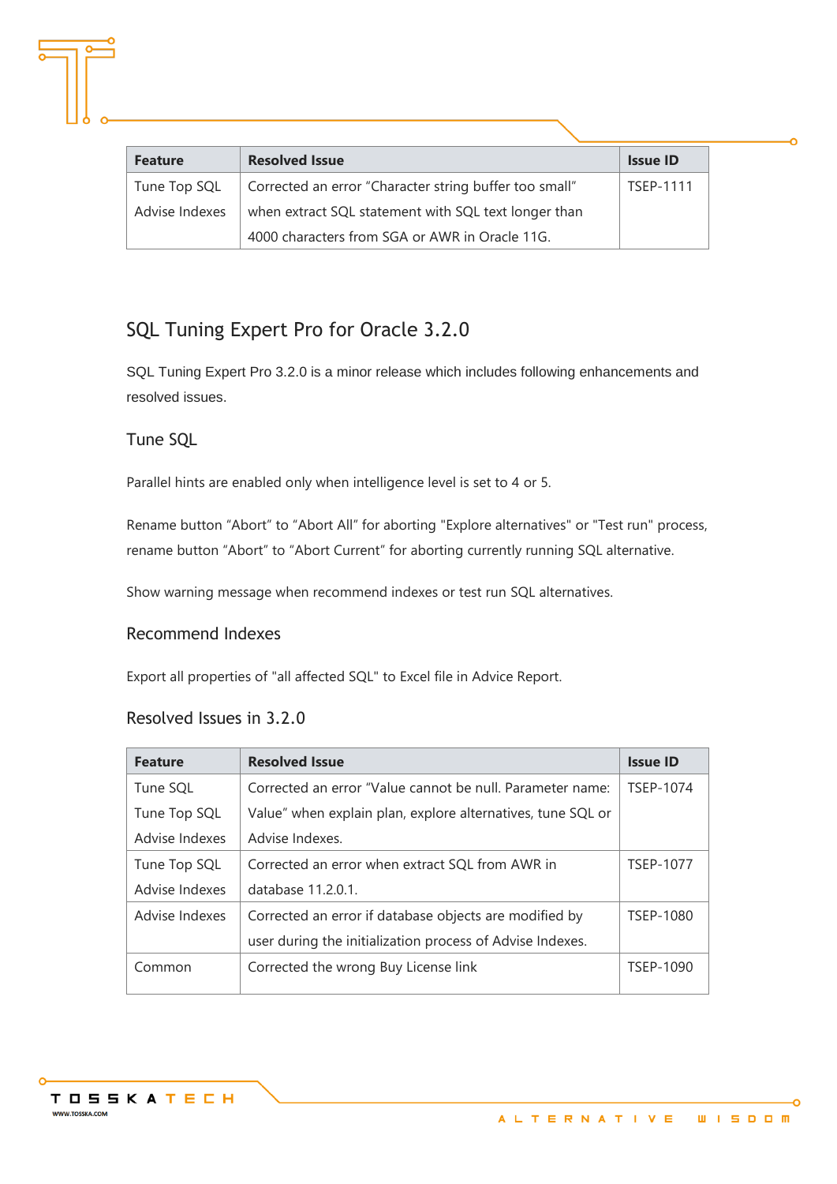| Feature | Resolved Issue | Issue ID |
| --- | --- | --- |
| Tune Top SQL<br>Advise Indexes | Corrected an error "Character string buffer too small" when extract SQL statement with SQL text longer than 4000 characters from SGA or AWR in Oracle 11G. | TSEP-1111 |

## SQL Tuning Expert Pro for Oracle 3.2.0

SQL Tuning Expert Pro 3.2.0 is a minor release which includes following enhancements and resolved issues.

### Tune SQL

Parallel hints are enabled only when intelligence level is set to 4 or 5.

Rename button "Abort" to "Abort All" for aborting "Explore alternatives" or "Test run" process, rename button "Abort" to "Abort Current" for aborting currently running SQL alternative.

Show warning message when recommend indexes or test run SQL alternatives.

### Recommend Indexes

Export all properties of "all affected SQL" to Excel file in Advice Report.

### Resolved Issues in 3.2.0

| Feature | Resolved Issue | Issue ID |
| --- | --- | --- |
| Tune SQL<br>Tune Top SQL<br>Advise Indexes | Corrected an error "Value cannot be null. Parameter name: Value" when explain plan, explore alternatives, tune SQL or Advise Indexes. | TSEP-1074 |
| Tune Top SQL<br>Advise Indexes | Corrected an error when extract SQL from AWR in database 11.2.0.1. | TSEP-1077 |
| Advise Indexes | Corrected an error if database objects are modified by user during the initialization process of Advise Indexes. | TSEP-1080 |
| Common | Corrected the wrong Buy License link | TSEP-1090 |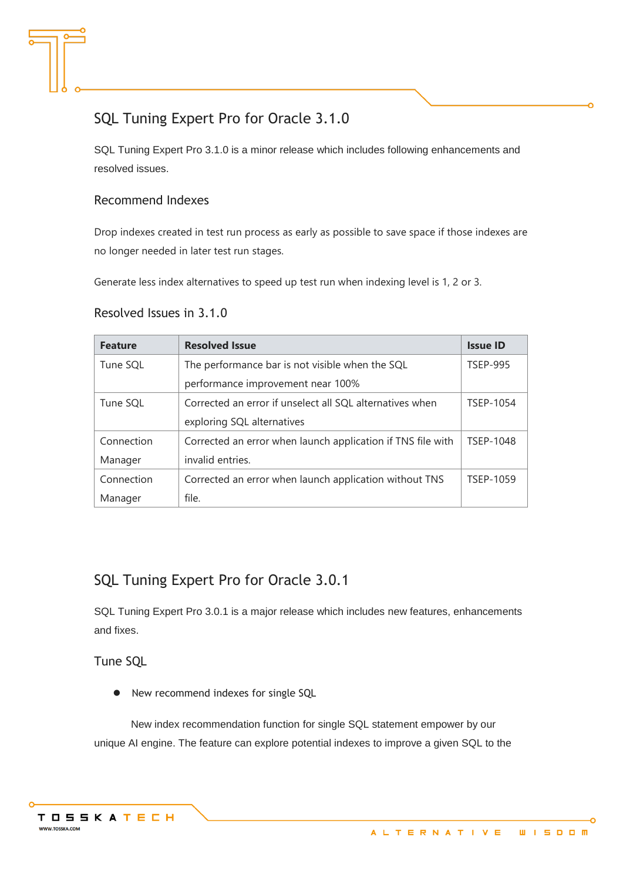## SQL Tuning Expert Pro for Oracle 3.1.0

SQL Tuning Expert Pro 3.1.0 is a minor release which includes following enhancements and resolved issues.

### Recommend Indexes

Drop indexes created in test run process as early as possible to save space if those indexes are no longer needed in later test run stages.

Generate less index alternatives to speed up test run when indexing level is 1, 2 or 3.

### Resolved Issues in 3.1.0

| Feature | Resolved Issue | Issue ID |
|---|---|---|
| Tune SQL | The performance bar is not visible when the SQL performance improvement near 100% | TSEP-995 |
| Tune SQL | Corrected an error if unselect all SQL alternatives when exploring SQL alternatives | TSEP-1054 |
| Connection Manager | Corrected an error when launch application if TNS file with invalid entries. | TSEP-1048 |
| Connection Manager | Corrected an error when launch application without TNS file. | TSEP-1059 |

## SQL Tuning Expert Pro for Oracle 3.0.1

SQL Tuning Expert Pro 3.0.1 is a major release which includes new features, enhancements and fixes.

### Tune SQL

- New recommend indexes for single SQL

New index recommendation function for single SQL statement empower by our unique AI engine. The feature can explore potential indexes to improve a given SQL to the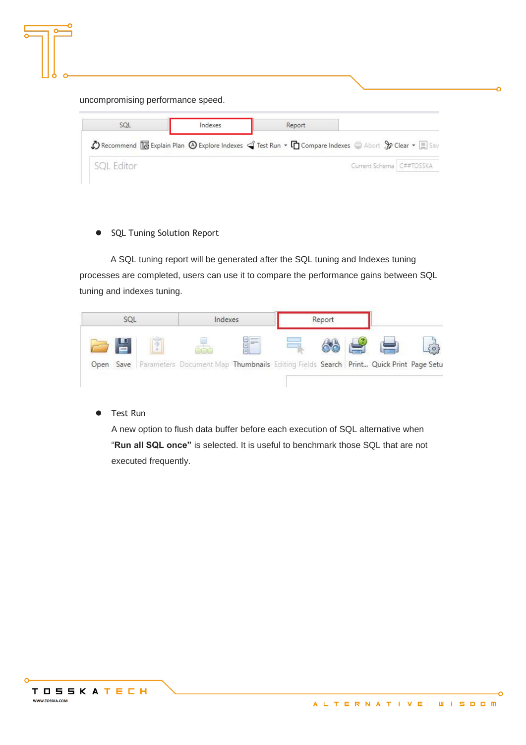uncompromising performance speed.

- SQL Tuning Solution Report

A SQL tuning report will be generated after the SQL tuning and Indexes tuning processes are completed, users can use it to compare the performance gains between SQL tuning and indexes tuning.

- Test Run

  A new option to flush data buffer before each execution of SQL alternative when "**Run all SQL once**" is selected. It is useful to benchmark those SQL that are not executed frequently.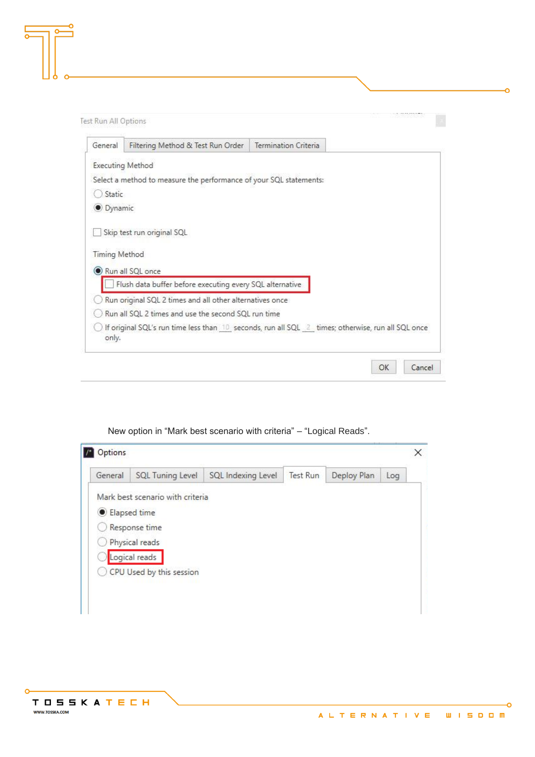Test Run All Options

General | Filtering Method & Test Run Order | Termination Criteria

Executing Method

Select a method to measure the performance of your SQL statements:

- ○ Static
- ◉ Dynamic

☐ Skip test run original SQL

Timing Method

- ◉ Run all SQL once
  - ☐ Flush data buffer before executing every SQL alternative
- ○ Run original SQL 2 times and all other alternatives once
- ○ Run all SQL 2 times and use the second SQL run time
- ○ If original SQL's run time less than 10 seconds, run all SQL 2 times; otherwise, run all SQL once only.

OK | Cancel

New option in "Mark best scenario with criteria" – "Logical Reads".

Options

General | SQL Tuning Level | SQL Indexing Level | Test Run | Deploy Plan | Log

Mark best scenario with criteria

- ◉ Elapsed time
- ○ Response time
- ○ Physical reads
- ○ Logical reads
- ○ CPU Used by this session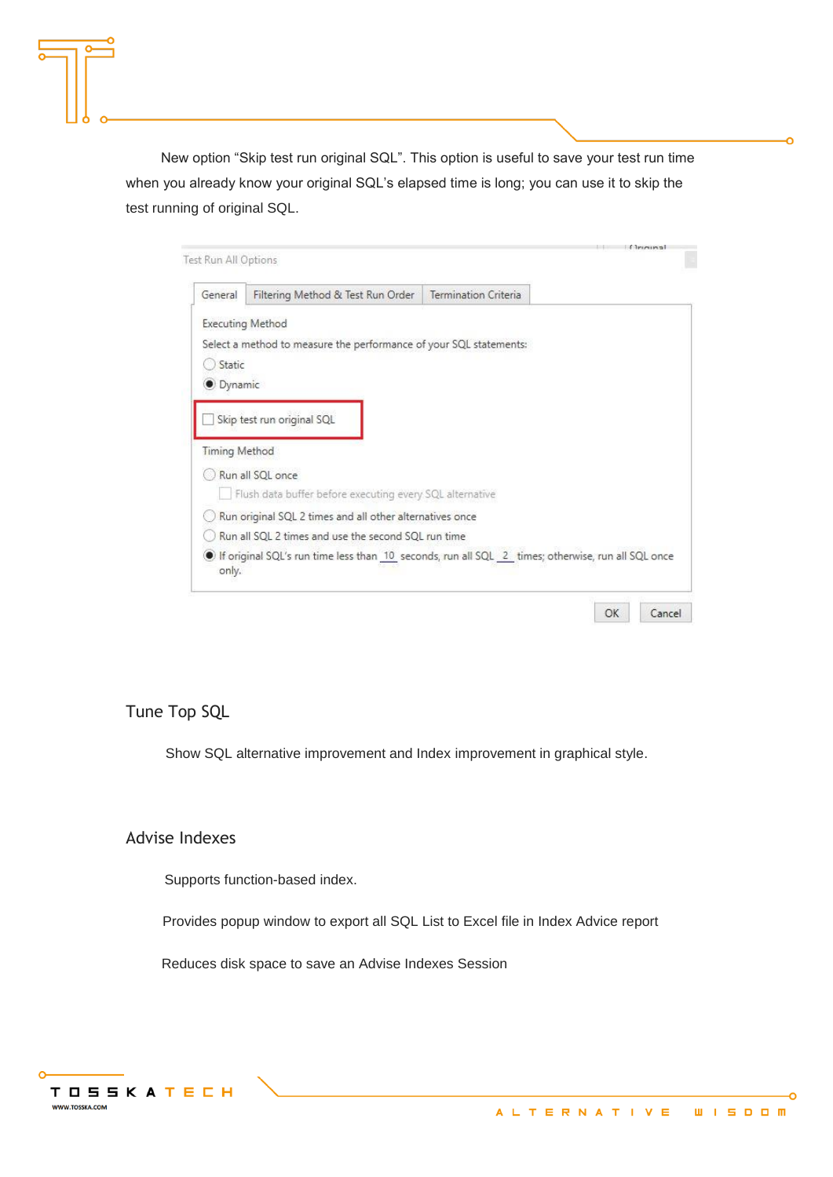New option “Skip test run original SQL”. This option is useful to save your test run time when you already know your original SQL’s elapsed time is long; you can use it to skip the test running of original SQL.

Test Run All Options

General | Filtering Method & Test Run Order | Termination Criteria

Executing Method

Select a method to measure the performance of your SQL statements:

- ○ Static
- ● Dynamic

☐ Skip test run original SQL

Timing Method

- ○ Run all SQL once
  - ☐ Flush data buffer before executing every SQL alternative
- ○ Run original SQL 2 times and all other alternatives once
- ○ Run all SQL 2 times and use the second SQL run time
- ● If original SQL’s run time less than 10 seconds, run all SQL 2 times; otherwise, run all SQL once only.

OK | Cancel

## Tune Top SQL

Show SQL alternative improvement and Index improvement in graphical style.

## Advise Indexes

Supports function-based index.

Provides popup window to export all SQL List to Excel file in Index Advice report

Reduces disk space to save an Advise Indexes Session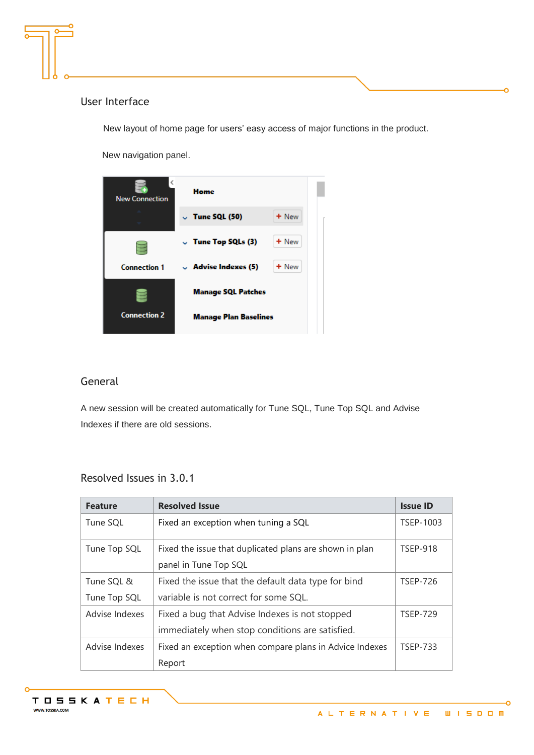## User Interface

New layout of home page for users' easy access of major functions in the product.

New navigation panel.

## General

A new session will be created automatically for Tune SQL, Tune Top SQL and Advise Indexes if there are old sessions.

## Resolved Issues in 3.0.1

| Feature | Resolved Issue | Issue ID |
|---|---|---|
| Tune SQL | Fixed an exception when tuning a SQL | TSEP-1003 |
| Tune Top SQL | Fixed the issue that duplicated plans are shown in plan panel in Tune Top SQL | TSEP-918 |
| Tune SQL & Tune Top SQL | Fixed the issue that the default data type for bind variable is not correct for some SQL. | TSEP-726 |
| Advise Indexes | Fixed a bug that Advise Indexes is not stopped immediately when stop conditions are satisfied. | TSEP-729 |
| Advise Indexes | Fixed an exception when compare plans in Advice Indexes Report | TSEP-733 |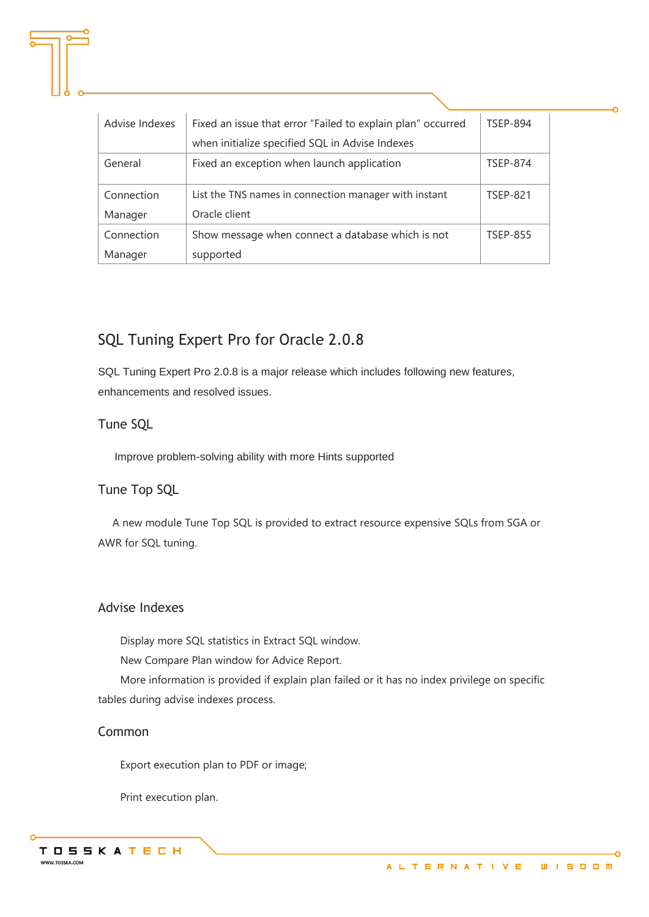| | | |
|---|---|---|
| Advise Indexes | Fixed an issue that error “Failed to explain plan” occurred when initialize specified SQL in Advise Indexes | TSEP-894 |
| General | Fixed an exception when launch application | TSEP-874 |
| Connection Manager | List the TNS names in connection manager with instant Oracle client | TSEP-821 |
| Connection Manager | Show message when connect a database which is not supported | TSEP-855 |

## SQL Tuning Expert Pro for Oracle 2.0.8

SQL Tuning Expert Pro 2.0.8 is a major release which includes following new features, enhancements and resolved issues.

### Tune SQL

Improve problem-solving ability with more Hints supported

### Tune Top SQL

A new module Tune Top SQL is provided to extract resource expensive SQLs from SGA or AWR for SQL tuning.

### Advise Indexes

Display more SQL statistics in Extract SQL window.

New Compare Plan window for Advice Report.

More information is provided if explain plan failed or it has no index privilege on specific tables during advise indexes process.

### Common

Export execution plan to PDF or image;

Print execution plan.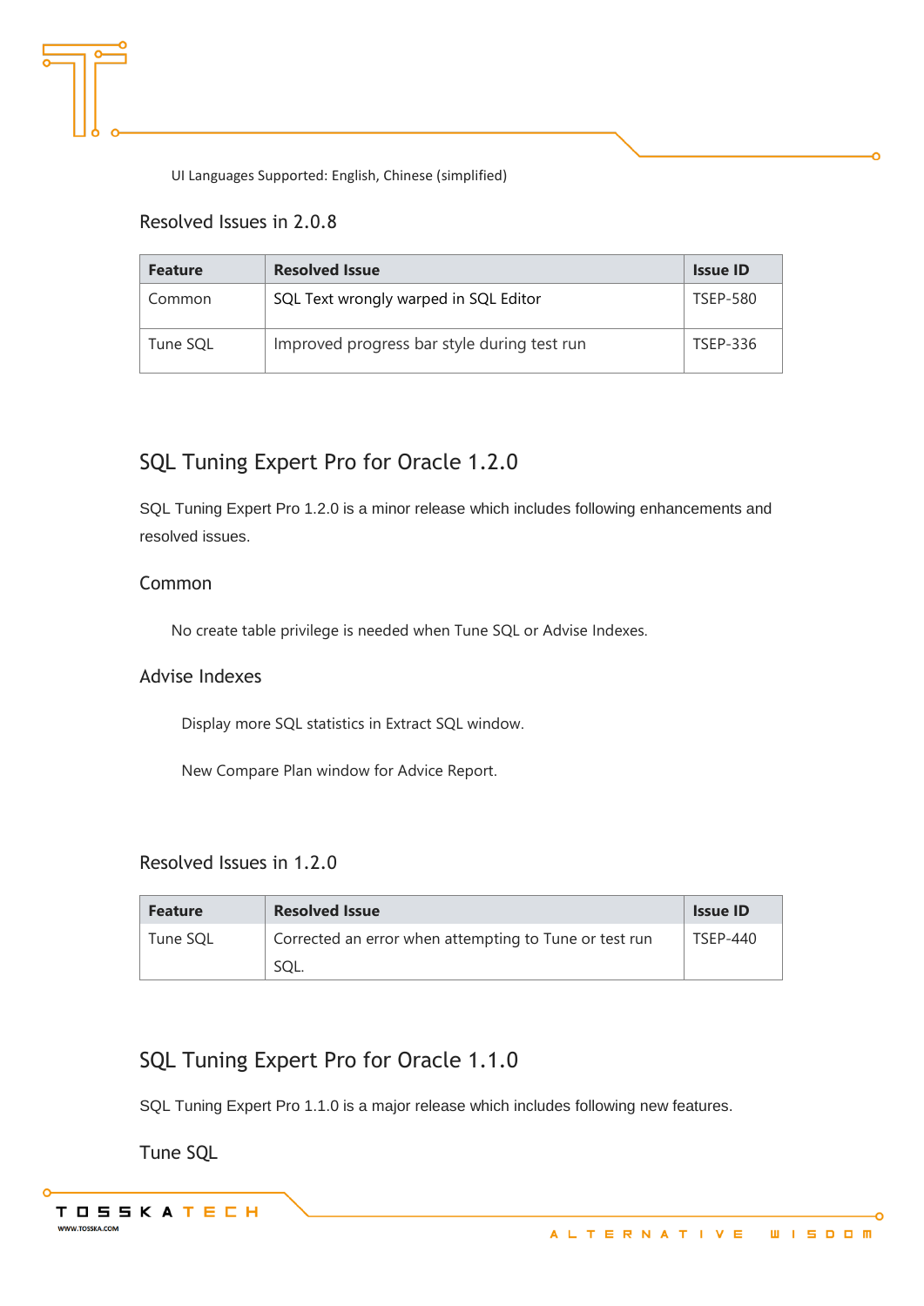UI Languages Supported: English, Chinese (simplified)

### Resolved Issues in 2.0.8

| Feature | Resolved Issue | Issue ID |
| --- | --- | --- |
| Common | SQL Text wrongly warped in SQL Editor | TSEP-580 |
| Tune SQL | Improved progress bar style during test run | TSEP-336 |

## SQL Tuning Expert Pro for Oracle 1.2.0

SQL Tuning Expert Pro 1.2.0 is a minor release which includes following enhancements and resolved issues.

### Common

No create table privilege is needed when Tune SQL or Advise Indexes.

### Advise Indexes

Display more SQL statistics in Extract SQL window.

New Compare Plan window for Advice Report.

### Resolved Issues in 1.2.0

| Feature | Resolved Issue | Issue ID |
| --- | --- | --- |
| Tune SQL | Corrected an error when attempting to Tune or test run SQL. | TSEP-440 |

## SQL Tuning Expert Pro for Oracle 1.1.0

SQL Tuning Expert Pro 1.1.0 is a major release which includes following new features.

### Tune SQL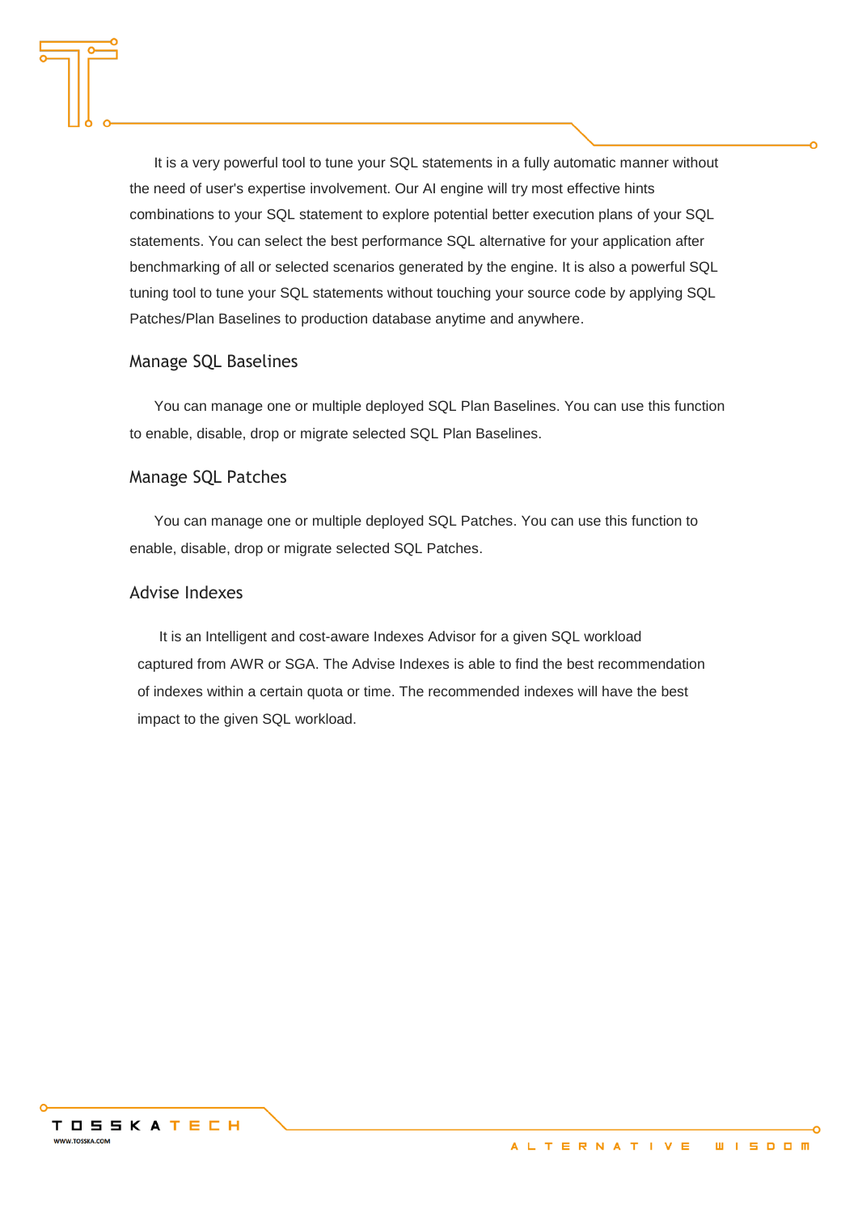It is a very powerful tool to tune your SQL statements in a fully automatic manner without the need of user's expertise involvement. Our AI engine will try most effective hints combinations to your SQL statement to explore potential better execution plans of your SQL statements. You can select the best performance SQL alternative for your application after benchmarking of all or selected scenarios generated by the engine. It is also a powerful SQL tuning tool to tune your SQL statements without touching your source code by applying SQL Patches/Plan Baselines to production database anytime and anywhere.

## Manage SQL Baselines

You can manage one or multiple deployed SQL Plan Baselines. You can use this function to enable, disable, drop or migrate selected SQL Plan Baselines.

## Manage SQL Patches

You can manage one or multiple deployed SQL Patches. You can use this function to enable, disable, drop or migrate selected SQL Patches.

## Advise Indexes

It is an Intelligent and cost-aware Indexes Advisor for a given SQL workload captured from AWR or SGA. The Advise Indexes is able to find the best recommendation of indexes within a certain quota or time. The recommended indexes will have the best impact to the given SQL workload.